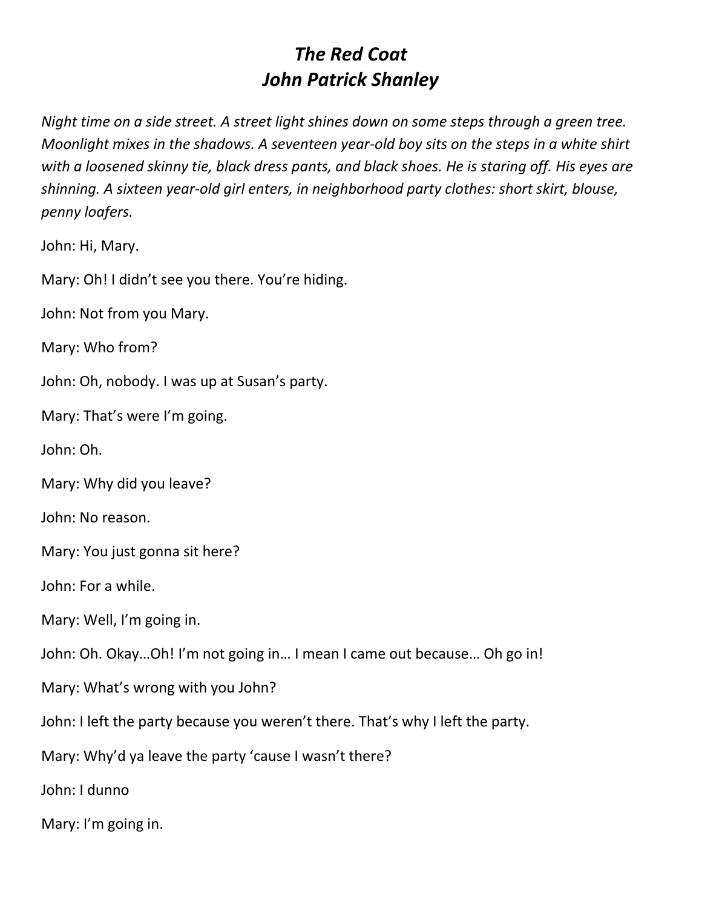# *The Red Coat*
# *John Patrick Shanley*

*Night time on a side street. A street light shines down on some steps through a green tree. Moonlight mixes in the shadows. A seventeen year-old boy sits on the steps in a white shirt with a loosened skinny tie, black dress pants, and black shoes. He is staring off. His eyes are shinning. A sixteen year-old girl enters, in neighborhood party clothes: short skirt, blouse, penny loafers.*

John: Hi, Mary.

Mary: Oh! I didn't see you there. You're hiding.

John: Not from you Mary.

Mary: Who from?

John: Oh, nobody. I was up at Susan's party.

Mary: That's were I'm going.

John: Oh.

Mary: Why did you leave?

John: No reason.

Mary: You just gonna sit here?

John: For a while.

Mary: Well, I'm going in.

John: Oh. Okay…Oh! I'm not going in… I mean I came out because… Oh go in!

Mary: What's wrong with you John?

John: I left the party because you weren't there. That's why I left the party.

Mary: Why'd ya leave the party 'cause I wasn't there?

John: I dunno

Mary: I'm going in.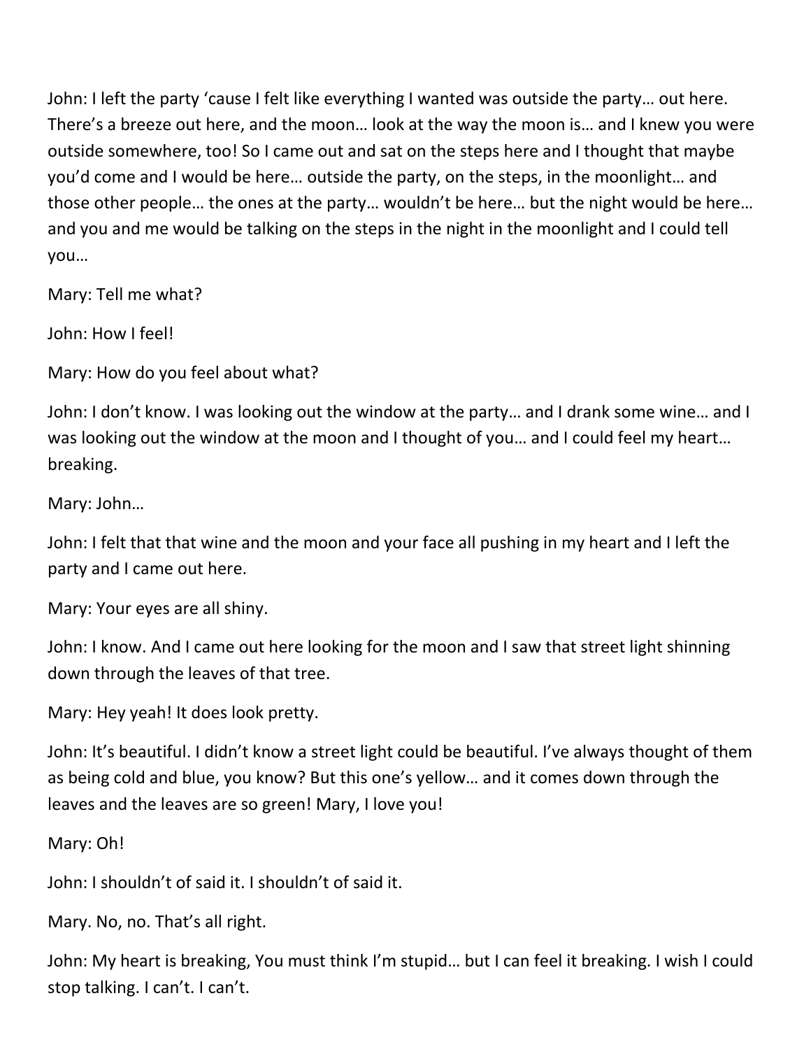John: I left the party 'cause I felt like everything I wanted was outside the party… out here. There's a breeze out here, and the moon… look at the way the moon is… and I knew you were outside somewhere, too! So I came out and sat on the steps here and I thought that maybe you'd come and I would be here… outside the party, on the steps, in the moonlight… and those other people… the ones at the party… wouldn't be here… but the night would be here… and you and me would be talking on the steps in the night in the moonlight and I could tell you…

Mary: Tell me what?

John: How I feel!

Mary: How do you feel about what?

John: I don't know. I was looking out the window at the party… and I drank some wine… and I was looking out the window at the moon and I thought of you… and I could feel my heart… breaking.

Mary: John…

John: I felt that that wine and the moon and your face all pushing in my heart and I left the party and I came out here.

Mary: Your eyes are all shiny.

John: I know. And I came out here looking for the moon and I saw that street light shinning down through the leaves of that tree.

Mary: Hey yeah! It does look pretty.

John: It's beautiful. I didn't know a street light could be beautiful. I've always thought of them as being cold and blue, you know? But this one's yellow… and it comes down through the leaves and the leaves are so green! Mary, I love you!

Mary: Oh!

John: I shouldn't of said it. I shouldn't of said it.

Mary. No, no. That's all right.

John: My heart is breaking, You must think I'm stupid… but I can feel it breaking. I wish I could stop talking. I can't. I can't.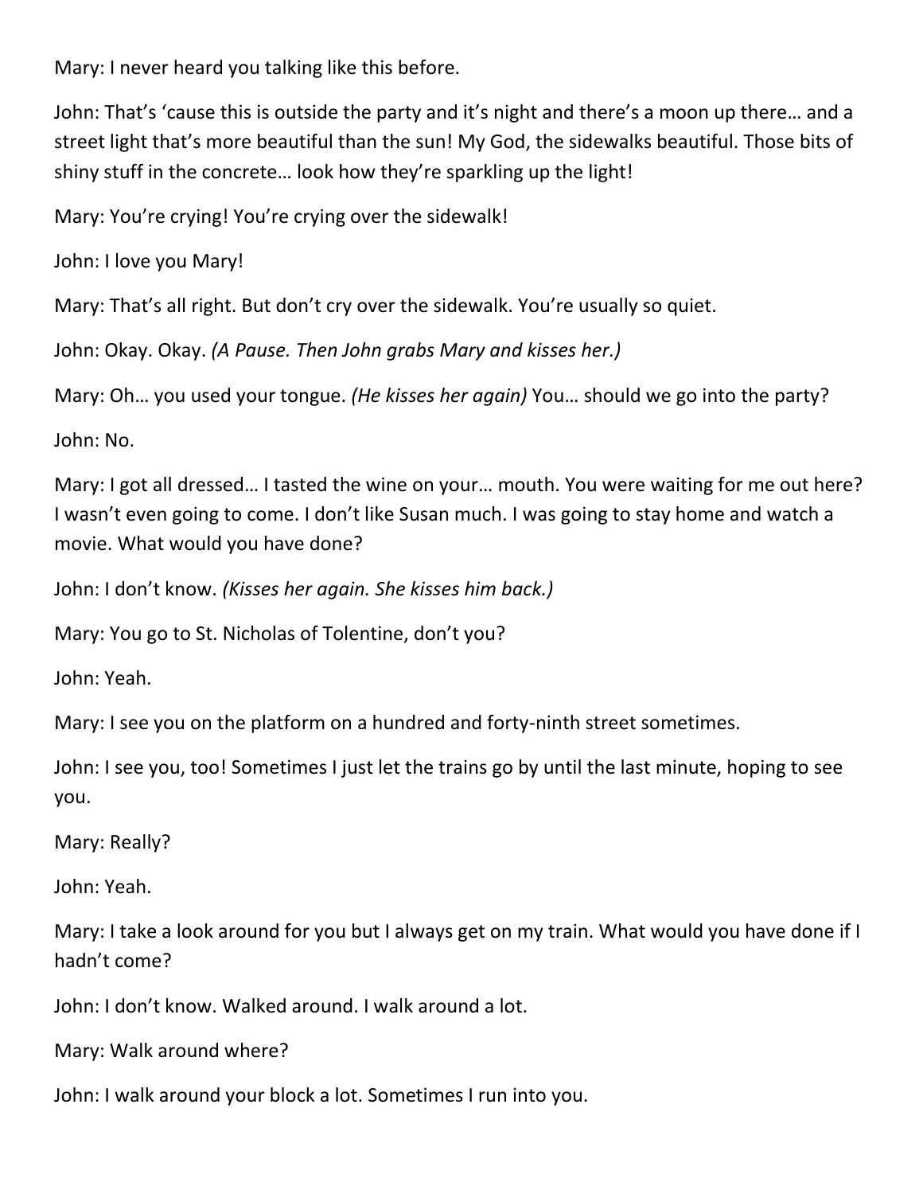Mary: I never heard you talking like this before.

John: That's 'cause this is outside the party and it's night and there's a moon up there… and a street light that's more beautiful than the sun! My God, the sidewalks beautiful. Those bits of shiny stuff in the concrete… look how they're sparkling up the light!

Mary: You're crying! You're crying over the sidewalk!

John: I love you Mary!

Mary: That's all right. But don't cry over the sidewalk. You're usually so quiet.

John: Okay. Okay. *(A Pause. Then John grabs Mary and kisses her.)*

Mary: Oh… you used your tongue. *(He kisses her again)* You… should we go into the party?

John: No.

Mary: I got all dressed… I tasted the wine on your… mouth. You were waiting for me out here? I wasn't even going to come. I don't like Susan much. I was going to stay home and watch a movie. What would you have done?

John: I don't know. *(Kisses her again. She kisses him back.)*

Mary: You go to St. Nicholas of Tolentine, don't you?

John: Yeah.

Mary: I see you on the platform on a hundred and forty-ninth street sometimes.

John: I see you, too! Sometimes I just let the trains go by until the last minute, hoping to see you.

Mary: Really?

John: Yeah.

Mary: I take a look around for you but I always get on my train. What would you have done if I hadn't come?

John: I don't know. Walked around. I walk around a lot.

Mary: Walk around where?

John: I walk around your block a lot. Sometimes I run into you.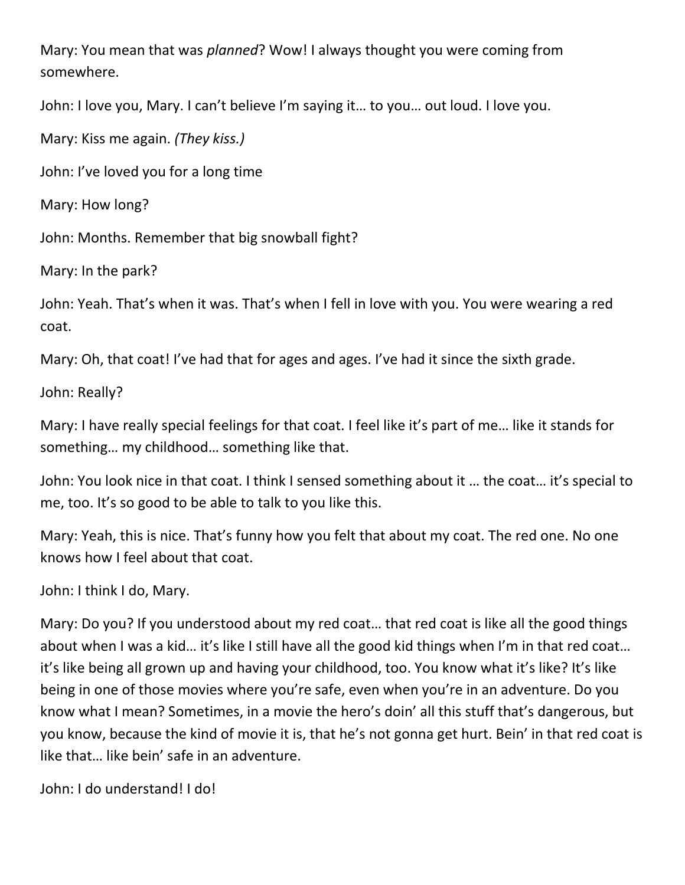Mary: You mean that was *planned*? Wow! I always thought you were coming from somewhere.

John: I love you, Mary. I can't believe I'm saying it… to you… out loud. I love you.

Mary: Kiss me again. *(They kiss.)*

John: I've loved you for a long time

Mary: How long?

John: Months. Remember that big snowball fight?

Mary: In the park?

John: Yeah. That's when it was. That's when I fell in love with you. You were wearing a red coat.

Mary: Oh, that coat! I've had that for ages and ages. I've had it since the sixth grade.

John: Really?

Mary: I have really special feelings for that coat. I feel like it's part of me… like it stands for something… my childhood… something like that.

John: You look nice in that coat. I think I sensed something about it … the coat… it's special to me, too. It's so good to be able to talk to you like this.

Mary: Yeah, this is nice. That's funny how you felt that about my coat. The red one. No one knows how I feel about that coat.

John: I think I do, Mary.

Mary: Do you? If you understood about my red coat… that red coat is like all the good things about when I was a kid… it's like I still have all the good kid things when I'm in that red coat… it's like being all grown up and having your childhood, too. You know what it's like? It's like being in one of those movies where you're safe, even when you're in an adventure. Do you know what I mean? Sometimes, in a movie the hero's doin' all this stuff that's dangerous, but you know, because the kind of movie it is, that he's not gonna get hurt. Bein' in that red coat is like that… like bein' safe in an adventure.

John: I do understand! I do!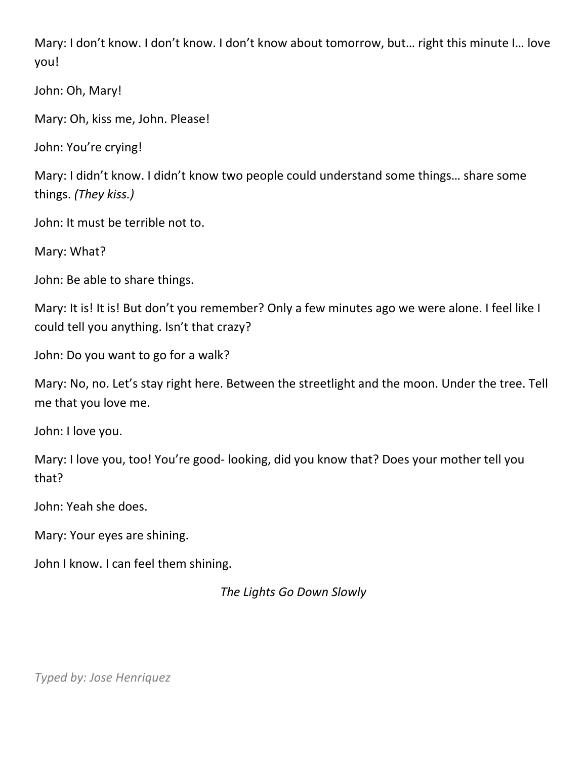Mary: I don't know. I don't know. I don't know about tomorrow, but… right this minute I… love you!

John: Oh, Mary!

Mary: Oh, kiss me, John. Please!

John: You're crying!

Mary: I didn't know. I didn't know two people could understand some things… share some things. *(They kiss.)*

John: It must be terrible not to.

Mary: What?

John: Be able to share things.

Mary: It is! It is! But don't you remember? Only a few minutes ago we were alone. I feel like I could tell you anything. Isn't that crazy?

John: Do you want to go for a walk?

Mary: No, no. Let's stay right here. Between the streetlight and the moon. Under the tree. Tell me that you love me.

John: I love you.

Mary: I love you, too! You're good- looking, did you know that? Does your mother tell you that?

John: Yeah she does.

Mary: Your eyes are shining.

John I know. I can feel them shining.

*The Lights Go Down Slowly*

*Typed by: Jose Henriquez*